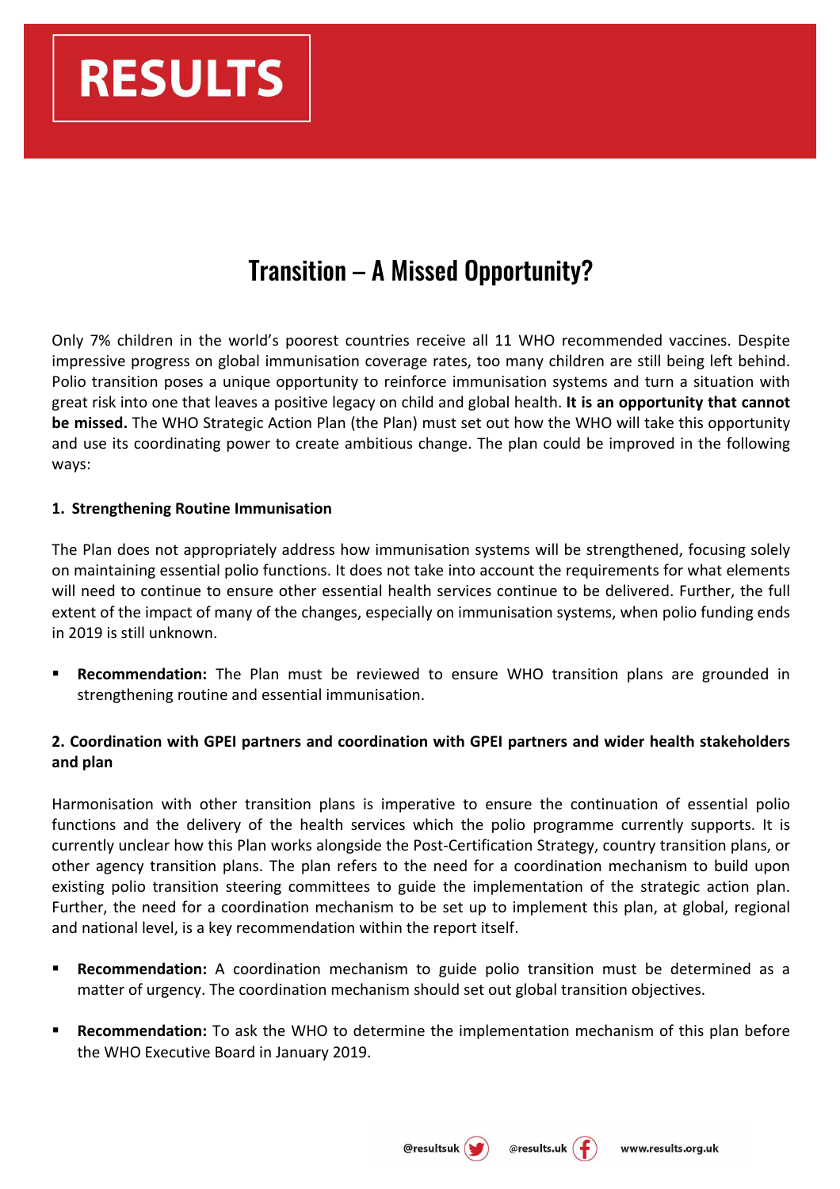# RESULTS

## Transition – A Missed Opportunity?

Only 7% children in the world's poorest countries receive all 11 WHO recommended vaccines. Despite impressive progress on global immunisation coverage rates, too many children are still being left behind. Polio transition poses a unique opportunity to reinforce immunisation systems and turn a situation with great risk into one that leaves a positive legacy on child and global health. **It is an opportunity that cannot be missed.** The WHO Strategic Action Plan (the Plan) must set out how the WHO will take this opportunity and use its coordinating power to create ambitious change. The plan could be improved in the following ways:

### 1. Strengthening Routine Immunisation

The Plan does not appropriately address how immunisation systems will be strengthened, focusing solely on maintaining essential polio functions. It does not take into account the requirements for what elements will need to continue to ensure other essential health services continue to be delivered. Further, the full extent of the impact of many of the changes, especially on immunisation systems, when polio funding ends in 2019 is still unknown.

- **Recommendation:** The Plan must be reviewed to ensure WHO transition plans are grounded in strengthening routine and essential immunisation.

### 2. Coordination with GPEI partners and coordination with GPEI partners and wider health stakeholders and plan

Harmonisation with other transition plans is imperative to ensure the continuation of essential polio functions and the delivery of the health services which the polio programme currently supports. It is currently unclear how this Plan works alongside the Post-Certification Strategy, country transition plans, or other agency transition plans. The plan refers to the need for a coordination mechanism to build upon existing polio transition steering committees to guide the implementation of the strategic action plan. Further, the need for a coordination mechanism to be set up to implement this plan, at global, regional and national level, is a key recommendation within the report itself.

- **Recommendation:** A coordination mechanism to guide polio transition must be determined as a matter of urgency. The coordination mechanism should set out global transition objectives.
- **Recommendation:** To ask the WHO to determine the implementation mechanism of this plan before the WHO Executive Board in January 2019.

@resultsuk @results.uk www.results.org.uk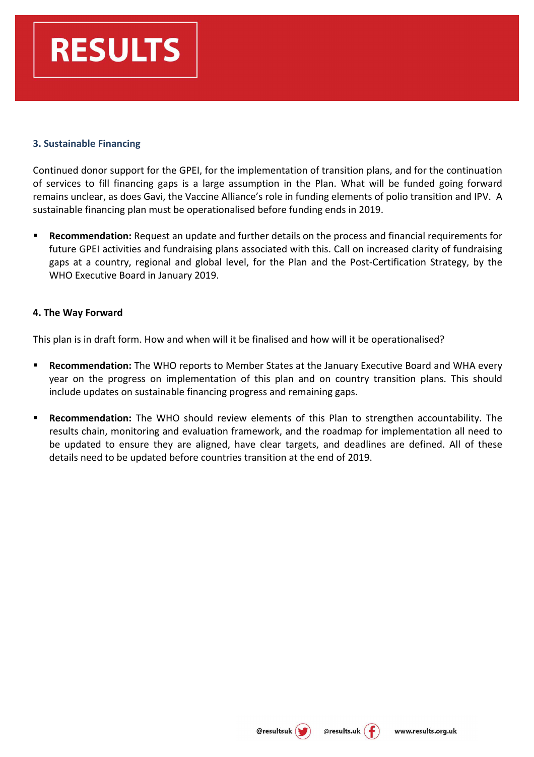### 3. Sustainable Financing

Continued donor support for the GPEI, for the implementation of transition plans, and for the continuation of services to fill financing gaps is a large assumption in the Plan. What will be funded going forward remains unclear, as does Gavi, the Vaccine Alliance's role in funding elements of polio transition and IPV. A sustainable financing plan must be operationalised before funding ends in 2019.

- **Recommendation:** Request an update and further details on the process and financial requirements for future GPEI activities and fundraising plans associated with this. Call on increased clarity of fundraising gaps at a country, regional and global level, for the Plan and the Post-Certification Strategy, by the WHO Executive Board in January 2019.

### 4. The Way Forward

This plan is in draft form. How and when will it be finalised and how will it be operationalised?

- **Recommendation:** The WHO reports to Member States at the January Executive Board and WHA every year on the progress on implementation of this plan and on country transition plans. This should include updates on sustainable financing progress and remaining gaps.

- **Recommendation:** The WHO should review elements of this Plan to strengthen accountability. The results chain, monitoring and evaluation framework, and the roadmap for implementation all need to be updated to ensure they are aligned, have clear targets, and deadlines are defined. All of these details need to be updated before countries transition at the end of 2019.